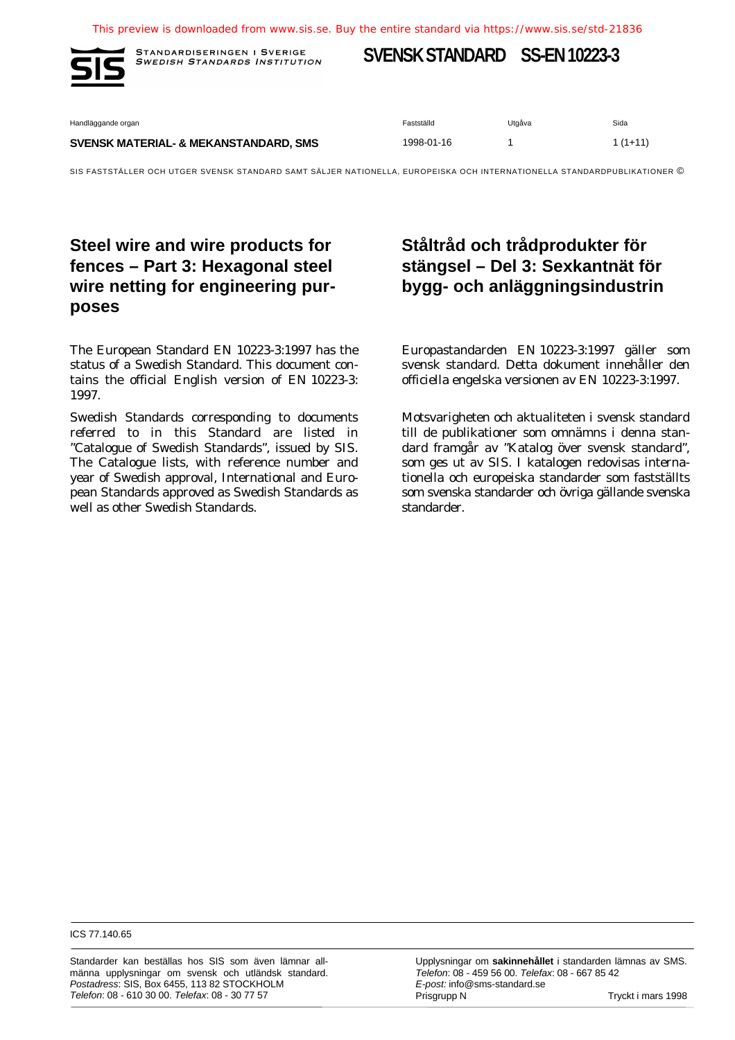This preview is downloaded from www.sis.se. Buy the entire standard via https://www.sis.se/std-21836

STANDARDISERINGEN I SVERIGE
*SWEDISH STANDARDS INSTITUTION*

**SVENSK STANDARD SS-EN 10223-3**

| Handläggande organ | Fastställd | Utgåva | Sida |
|---|---|---|---|
| **SVENSK MATERIAL- & MEKANSTANDARD, SMS** | 1998-01-16 | 1 | 1 (1+11) |

SIS FASTSTÄLLER OCH UTGER SVENSK STANDARD SAMT SÄLJER NATIONELLA, EUROPEISKA OCH INTERNATIONELLA STANDARDPUBLIKATIONER ©

# Steel wire and wire products for fences – Part 3: Hexagonal steel wire netting for engineering purposes

The European Standard EN 10223-3:1997 has the status of a Swedish Standard. This document contains the official English version of EN 10223-3: 1997.

Swedish Standards corresponding to documents referred to in this Standard are listed in "Catalogue of Swedish Standards", issued by SIS. The Catalogue lists, with reference number and year of Swedish approval, International and European Standards approved as Swedish Standards as well as other Swedish Standards.

# Ståltråd och trådprodukter för stängsel – Del 3: Sexkantnät för bygg- och anläggningsindustrin

Europastandarden EN 10223-3:1997 gäller som svensk standard. Detta dokument innehåller den officiella engelska versionen av EN 10223-3:1997.

Motsvarigheten och aktualiteten i svensk standard till de publikationer som omnämns i denna standard framgår av "Katalog över svensk standard", som ges ut av SIS. I katalogen redovisas internationella och europeiska standarder som fastställts som svenska standarder och övriga gällande svenska standarder.

ICS 77.140.65

Standarder kan beställas hos SIS som även lämnar allmänna upplysningar om svensk och utländsk standard.
*Postadress*: SIS, Box 6455, 113 82 STOCKHOLM
*Telefon*: 08 - 610 30 00. *Telefax*: 08 - 30 77 57

Upplysningar om **sakinnehållet** i standarden lämnas av SMS.
*Telefon*: 08 - 459 56 00. *Telefax*: 08 - 667 85 42
*E-post:* info@sms-standard.se
Prisgrupp N

Tryckt i mars 1998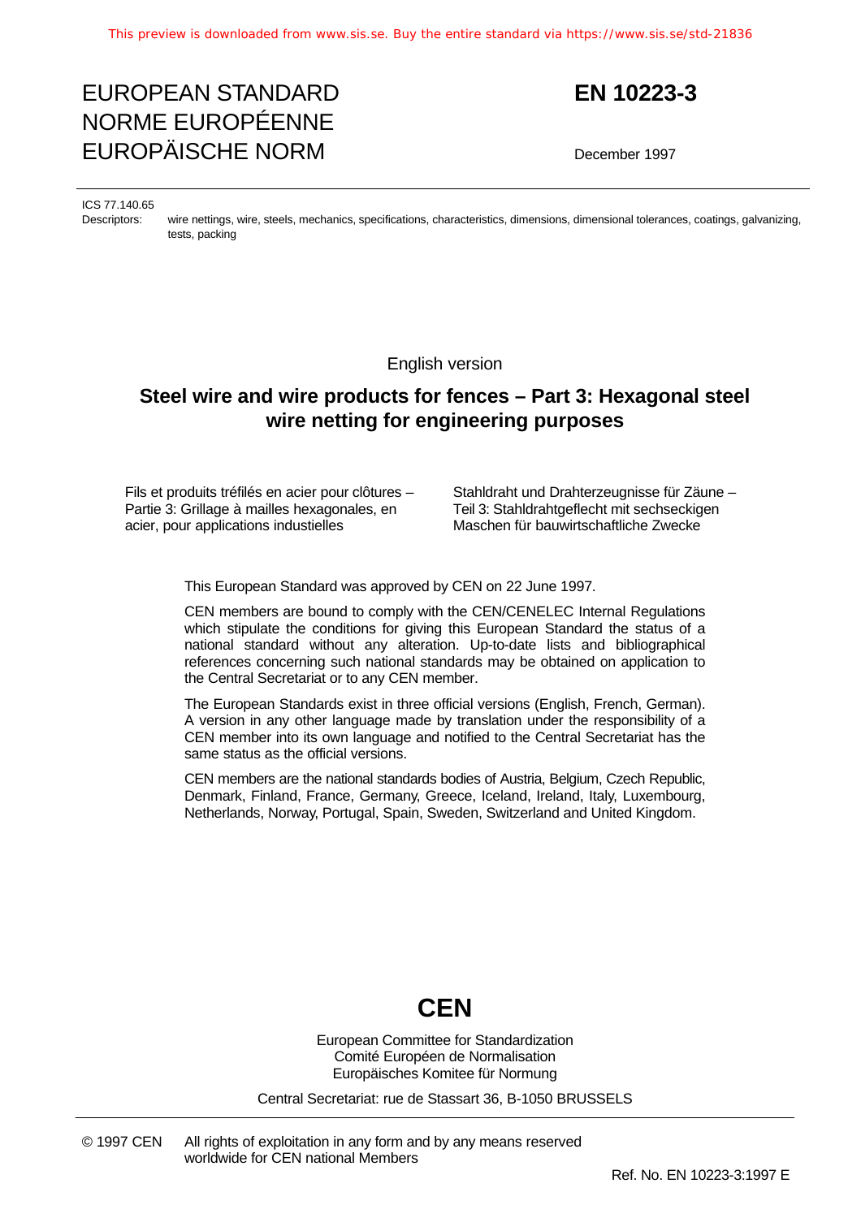# EUROPEAN STANDARD
# NORME EUROPÉENNE
# EUROPÄISCHE NORM

**EN 10223-3**

December 1997

ICS 77.140.65

Descriptors: wire nettings, wire, steels, mechanics, specifications, characteristics, dimensions, dimensional tolerances, coatings, galvanizing, tests, packing

English version

## Steel wire and wire products for fences – Part 3: Hexagonal steel wire netting for engineering purposes

Fils et produits tréfilés en acier pour clôtures – Partie 3: Grillage à mailles hexagonales, en acier, pour applications industielles

Stahldraht und Drahterzeugnisse für Zäune – Teil 3: Stahldrahtgeflecht mit sechseckigen Maschen für bauwirtschaftliche Zwecke

This European Standard was approved by CEN on 22 June 1997.

CEN members are bound to comply with the CEN/CENELEC Internal Regulations which stipulate the conditions for giving this European Standard the status of a national standard without any alteration. Up-to-date lists and bibliographical references concerning such national standards may be obtained on application to the Central Secretariat or to any CEN member.

The European Standards exist in three official versions (English, French, German). A version in any other language made by translation under the responsibility of a CEN member into its own language and notified to the Central Secretariat has the same status as the official versions.

CEN members are the national standards bodies of Austria, Belgium, Czech Republic, Denmark, Finland, France, Germany, Greece, Iceland, Ireland, Italy, Luxembourg, Netherlands, Norway, Portugal, Spain, Sweden, Switzerland and United Kingdom.

**CEN**

European Committee for Standardization
Comité Européen de Normalisation
Europäisches Komitee für Normung

Central Secretariat: rue de Stassart 36, B-1050 BRUSSELS

© 1997 CEN All rights of exploitation in any form and by any means reserved worldwide for CEN national Members

Ref. No. EN 10223-3:1997 E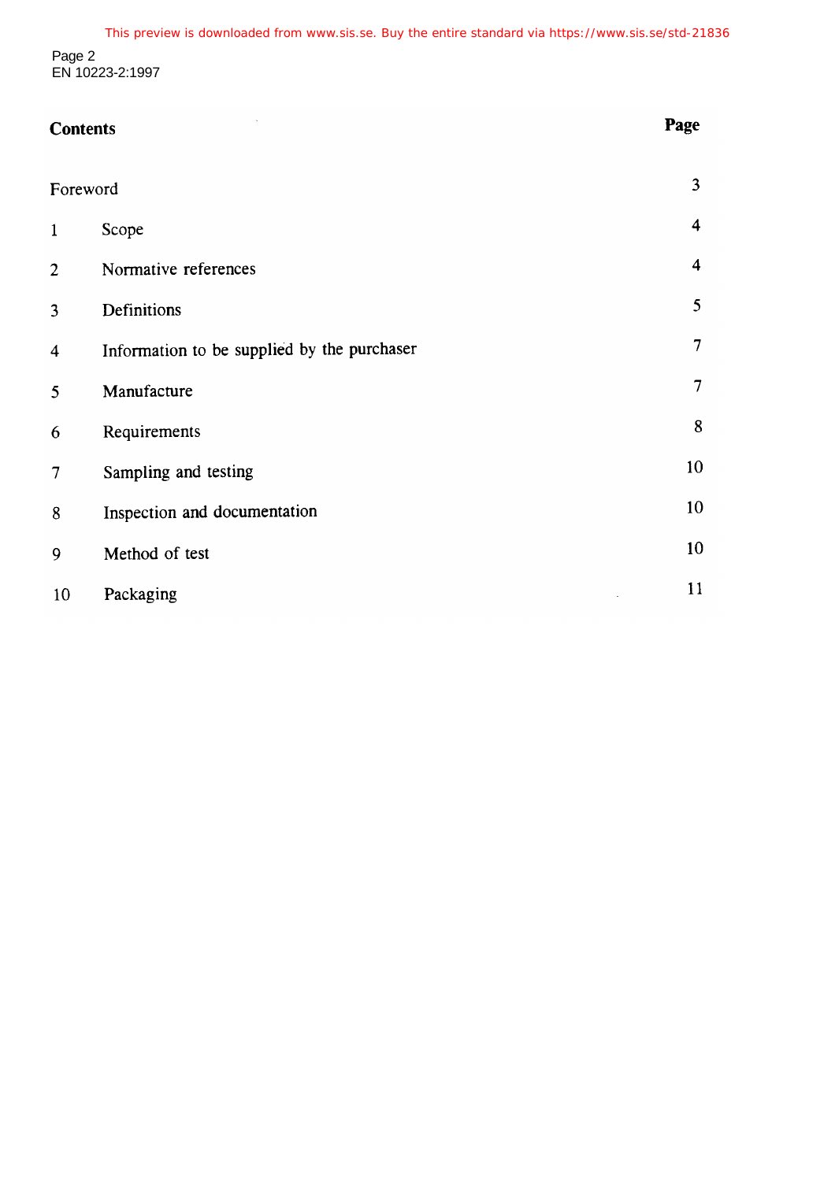## Contents

| | | Page |
|---|---|---|
| Foreword | | 3 |
| 1 | Scope | 4 |
| 2 | Normative references | 4 |
| 3 | Definitions | 5 |
| 4 | Information to be supplied by the purchaser | 7 |
| 5 | Manufacture | 7 |
| 6 | Requirements | 8 |
| 7 | Sampling and testing | 10 |
| 8 | Inspection and documentation | 10 |
| 9 | Method of test | 10 |
| 10 | Packaging | 11 |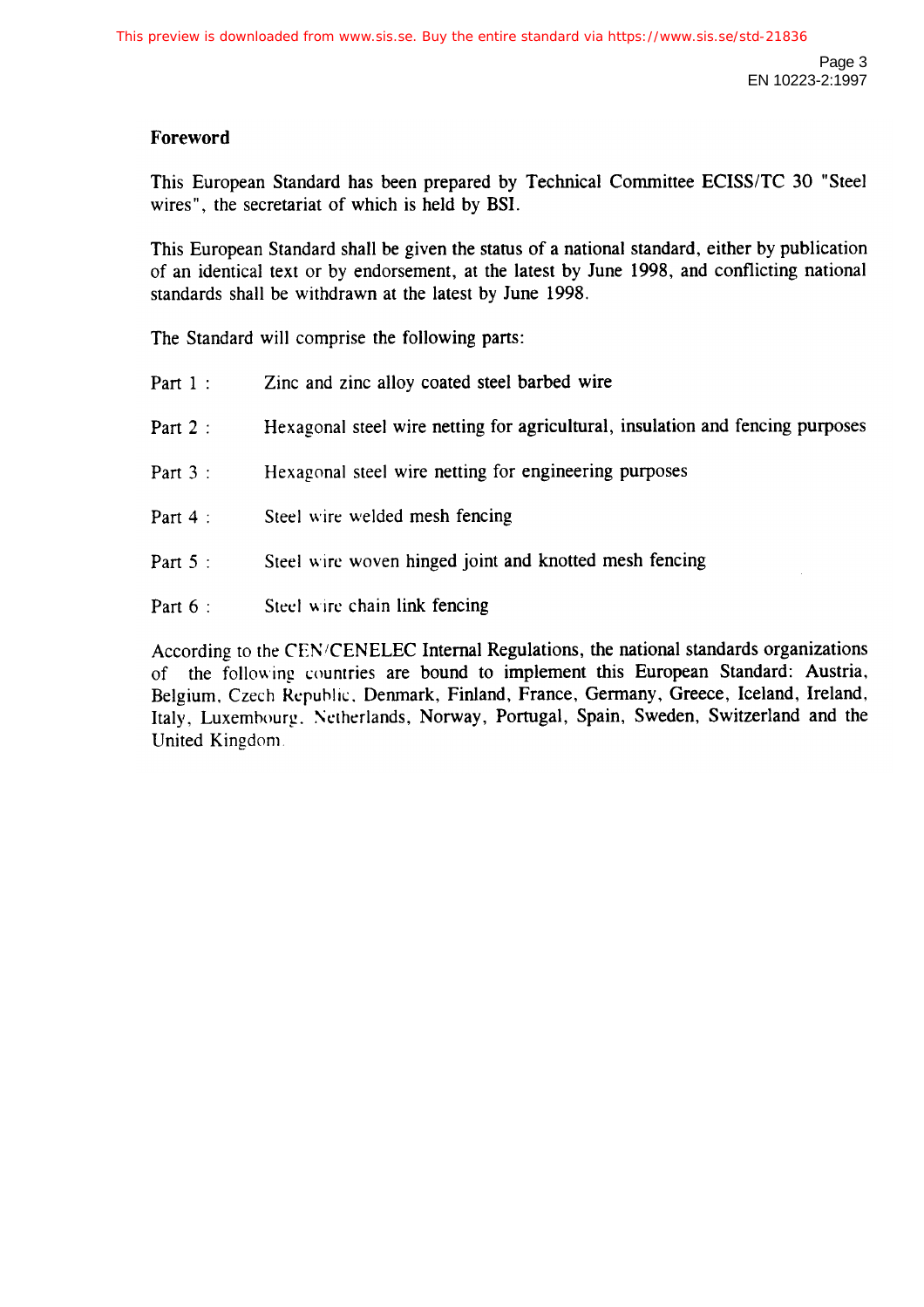## Foreword

This European Standard has been prepared by Technical Committee ECISS/TC 30 "Steel wires", the secretariat of which is held by BSI.

This European Standard shall be given the status of a national standard, either by publication of an identical text or by endorsement, at the latest by June 1998, and conflicting national standards shall be withdrawn at the latest by June 1998.

The Standard will comprise the following parts:

Part 1 : Zinc and zinc alloy coated steel barbed wire

Part 2 : Hexagonal steel wire netting for agricultural, insulation and fencing purposes

Part 3 : Hexagonal steel wire netting for engineering purposes

Part 4 : Steel wire welded mesh fencing

Part 5 : Steel wire woven hinged joint and knotted mesh fencing

Part 6 : Steel wire chain link fencing

According to the CEN/CENELEC Internal Regulations, the national standards organizations of the following countries are bound to implement this European Standard: Austria, Belgium, Czech Republic, Denmark, Finland, France, Germany, Greece, Iceland, Ireland, Italy, Luxembourg, Netherlands, Norway, Portugal, Spain, Sweden, Switzerland and the United Kingdom.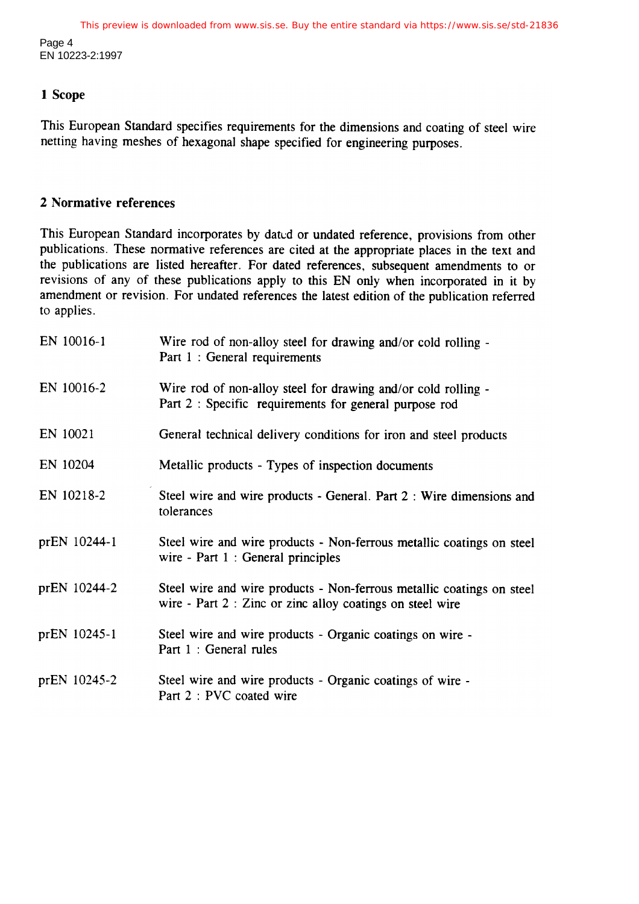## 1 Scope

This European Standard specifies requirements for the dimensions and coating of steel wire netting having meshes of hexagonal shape specified for engineering purposes.

## 2 Normative references

This European Standard incorporates by dated or undated reference, provisions from other publications. These normative references are cited at the appropriate places in the text and the publications are listed hereafter. For dated references, subsequent amendments to or revisions of any of these publications apply to this EN only when incorporated in it by amendment or revision. For undated references the latest edition of the publication referred to applies.

| | |
|---|---|
| EN 10016-1 | Wire rod of non-alloy steel for drawing and/or cold rolling - Part 1 : General requirements |
| EN 10016-2 | Wire rod of non-alloy steel for drawing and/or cold rolling - Part 2 : Specific requirements for general purpose rod |
| EN 10021 | General technical delivery conditions for iron and steel products |
| EN 10204 | Metallic products - Types of inspection documents |
| EN 10218-2 | Steel wire and wire products - General. Part 2 : Wire dimensions and tolerances |
| prEN 10244-1 | Steel wire and wire products - Non-ferrous metallic coatings on steel wire - Part 1 : General principles |
| prEN 10244-2 | Steel wire and wire products - Non-ferrous metallic coatings on steel wire - Part 2 : Zinc or zinc alloy coatings on steel wire |
| prEN 10245-1 | Steel wire and wire products - Organic coatings on wire - Part 1 : General rules |
| prEN 10245-2 | Steel wire and wire products - Organic coatings of wire - Part 2 : PVC coated wire |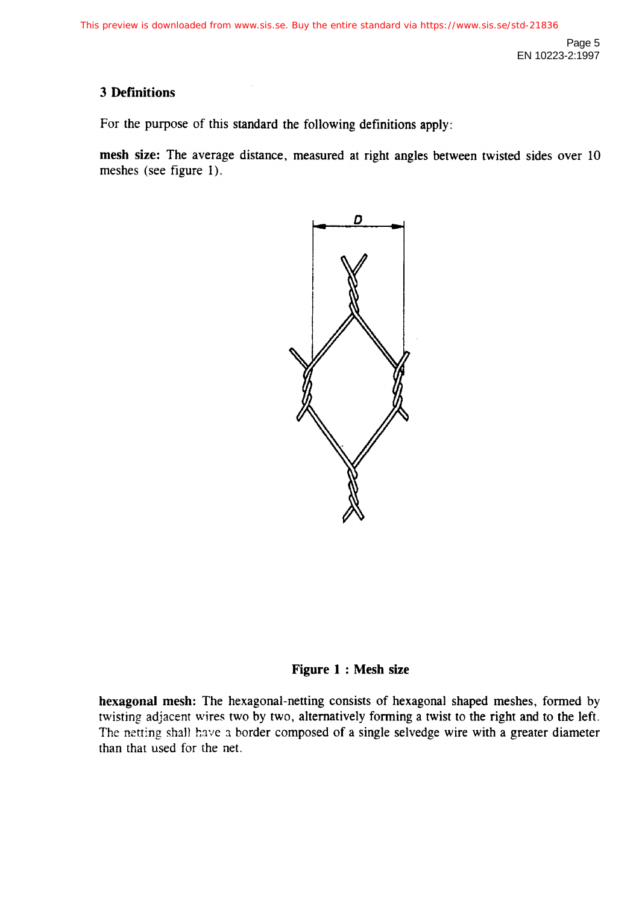## 3 Definitions

For the purpose of this standard the following definitions apply:

**mesh size:** The average distance, measured at right angles between twisted sides over 10 meshes (see figure 1).

**Figure 1 : Mesh size**

**hexagonal mesh:** The hexagonal-netting consists of hexagonal shaped meshes, formed by twisting adjacent wires two by two, alternatively forming a twist to the right and to the left. The netting shall have a border composed of a single selvedge wire with a greater diameter than that used for the net.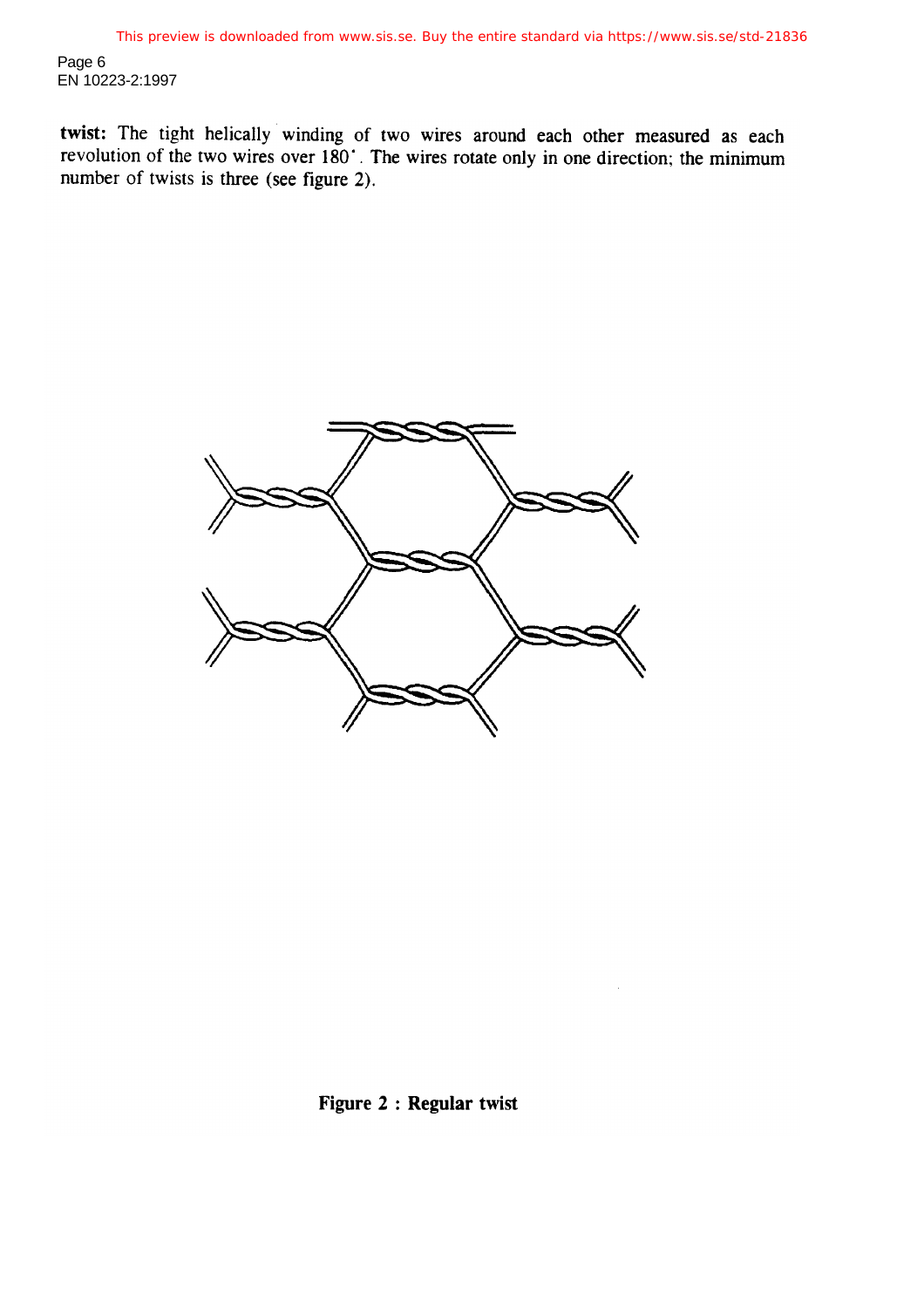**twist:** The tight helically winding of two wires around each other measured as each revolution of the two wires over 180°. The wires rotate only in one direction; the minimum number of twists is three (see figure 2).

**Figure 2 : Regular twist**